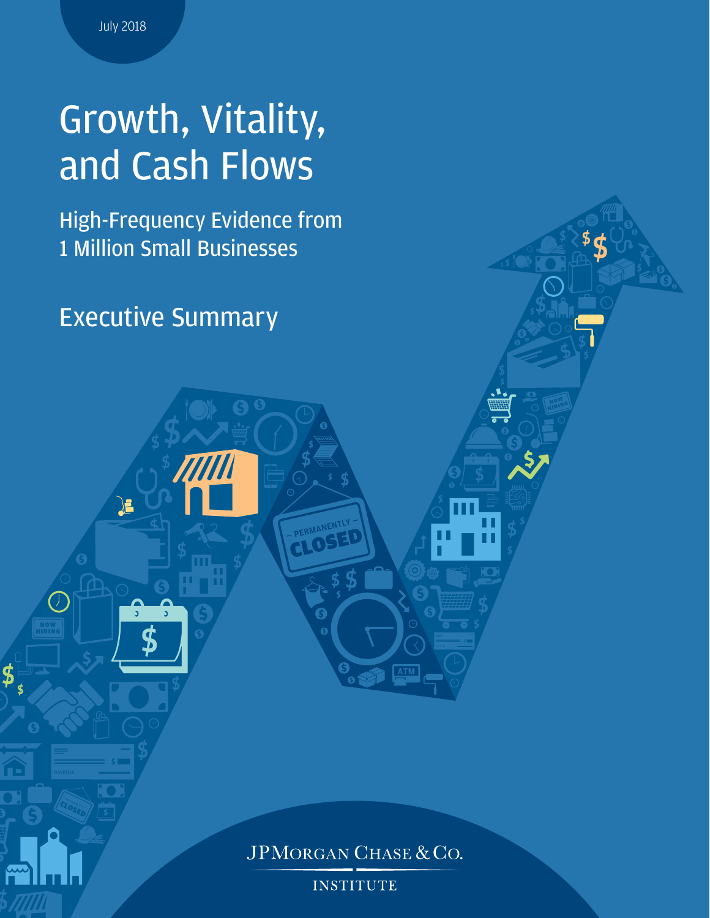July 2018

# Growth, Vitality, and Cash Flows

## High-Frequency Evidence from 1 Million Small Businesses

## Executive Summary

JPMorgan Chase & Co.

Institute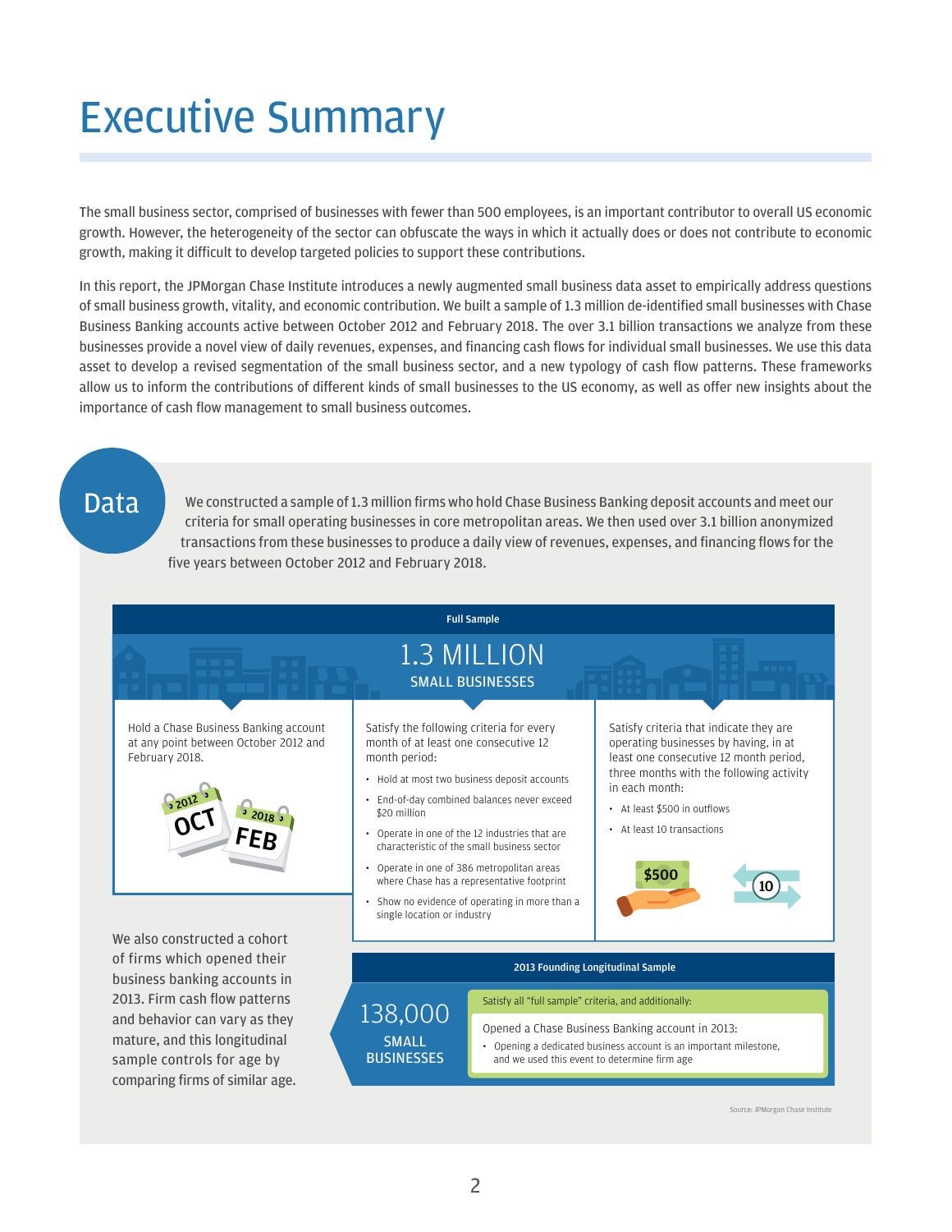# Executive Summary

The small business sector, comprised of businesses with fewer than 500 employees, is an important contributor to overall US economic growth. However, the heterogeneity of the sector can obfuscate the ways in which it actually does or does not contribute to economic growth, making it difficult to develop targeted policies to support these contributions.

In this report, the JPMorgan Chase Institute introduces a newly augmented small business data asset to empirically address questions of small business growth, vitality, and economic contribution. We built a sample of 1.3 million de-identified small businesses with Chase Business Banking accounts active between October 2012 and February 2018. The over 3.1 billion transactions we analyze from these businesses provide a novel view of daily revenues, expenses, and financing cash flows for individual small businesses. We use this data asset to develop a revised segmentation of the small business sector, and a new typology of cash flow patterns. These frameworks allow us to inform the contributions of different kinds of small businesses to the US economy, as well as offer new insights about the importance of cash flow management to small business outcomes.

## Data

We constructed a sample of 1.3 million firms who hold Chase Business Banking deposit accounts and meet our criteria for small operating businesses in core metropolitan areas. We then used over 3.1 billion anonymized transactions from these businesses to produce a daily view of revenues, expenses, and financing flows for the five years between October 2012 and February 2018.

**Full Sample**

1.3 MILLION SMALL BUSINESSES

Hold a Chase Business Banking account at any point between October 2012 and February 2018.

Satisfy the following criteria for every month of at least one consecutive 12 month period:

- Hold at most two business deposit accounts
- End-of-day combined balances never exceed $20 million
- Operate in one of the 12 industries that are characteristic of the small business sector
- Operate in one of 386 metropolitan areas where Chase has a representative footprint
- Show no evidence of operating in more than a single location or industry

Satisfy criteria that indicate they are operating businesses by having, in at least one consecutive 12 month period, three months with the following activity in each month:

- At least $500 in outflows
- At least 10 transactions

We also constructed a cohort of firms which opened their business banking accounts in 2013. Firm cash flow patterns and behavior can vary as they mature, and this longitudinal sample controls for age by comparing firms of similar age.

**2013 Founding Longitudinal Sample**

138,000 SMALL BUSINESSES

Satisfy all "full sample" criteria, and additionally:

Opened a Chase Business Banking account in 2013:

- Opening a dedicated business account is an important milestone, and we used this event to determine firm age

Source: JPMorgan Chase Institute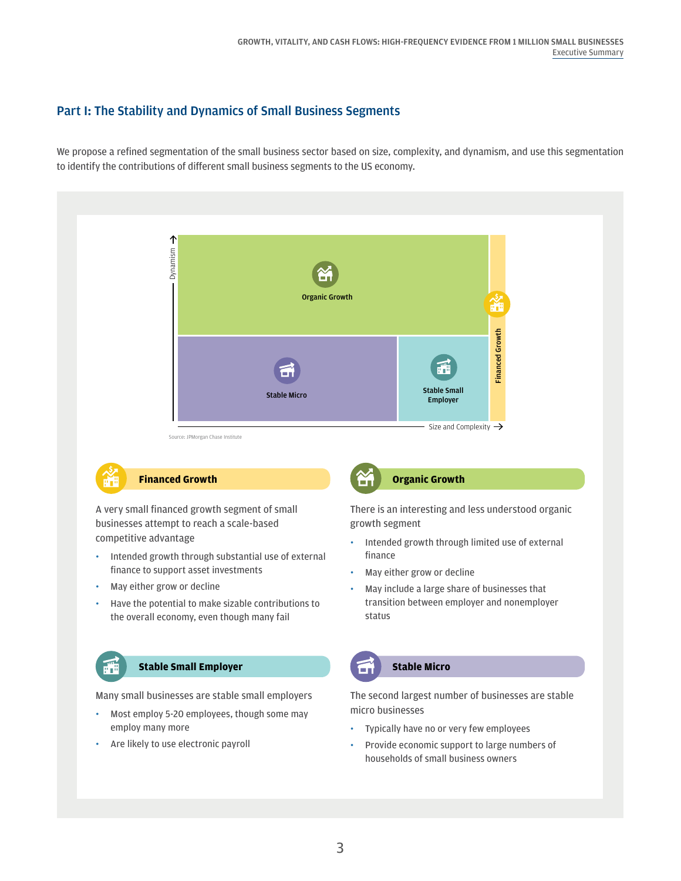## Part I: The Stability and Dynamics of Small Business Segments

We propose a refined segmentation of the small business sector based on size, complexity, and dynamism, and use this segmentation to identify the contributions of different small business segments to the US economy.

Dynamism

Organic Growth

Stable Micro

Stable Small Employer

Financed Growth

Size and Complexity

Source: JPMorgan Chase Institute

### Financed Growth

A very small financed growth segment of small businesses attempt to reach a scale-based competitive advantage

- Intended growth through substantial use of external finance to support asset investments
- May either grow or decline
- Have the potential to make sizable contributions to the overall economy, even though many fail

### Organic Growth

There is an interesting and less understood organic growth segment

- Intended growth through limited use of external finance
- May either grow or decline
- May include a large share of businesses that transition between employer and nonemployer status

### Stable Small Employer

Many small businesses are stable small employers

- Most employ 5-20 employees, though some may employ many more
- Are likely to use electronic payroll

### Stable Micro

The second largest number of businesses are stable micro businesses

- Typically have no or very few employees
- Provide economic support to large numbers of households of small business owners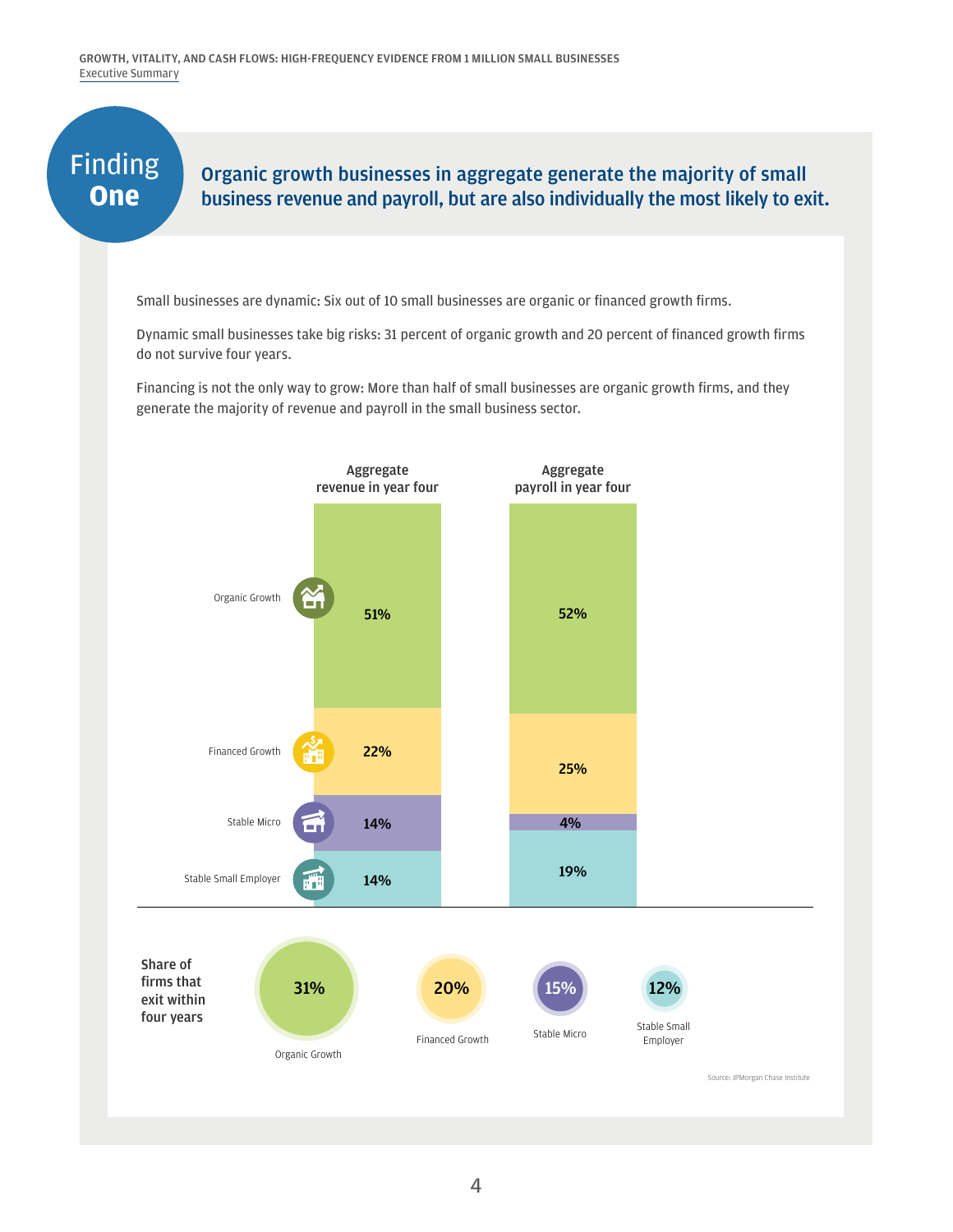## Finding One

### Organic growth businesses in aggregate generate the majority of small business revenue and payroll, but are also individually the most likely to exit.

Small businesses are dynamic: Six out of 10 small businesses are organic or financed growth firms.

Dynamic small businesses take big risks: 31 percent of organic growth and 20 percent of financed growth firms do not survive four years.

Financing is not the only way to grow: More than half of small businesses are organic growth firms, and they generate the majority of revenue and payroll in the small business sector.

| | Aggregate revenue in year four | Aggregate payroll in year four |
|---|---|---|
| Organic Growth | 51% | 52% |
| Financed Growth | 22% | 25% |
| Stable Micro | 14% | 4% |
| Stable Small Employer | 14% | 19% |

| | Organic Growth | Financed Growth | Stable Micro | Stable Small Employer |
|---|---|---|---|---|
| Share of firms that exit within four years | 31% | 20% | 15% | 12% |

Source: JPMorgan Chase Institute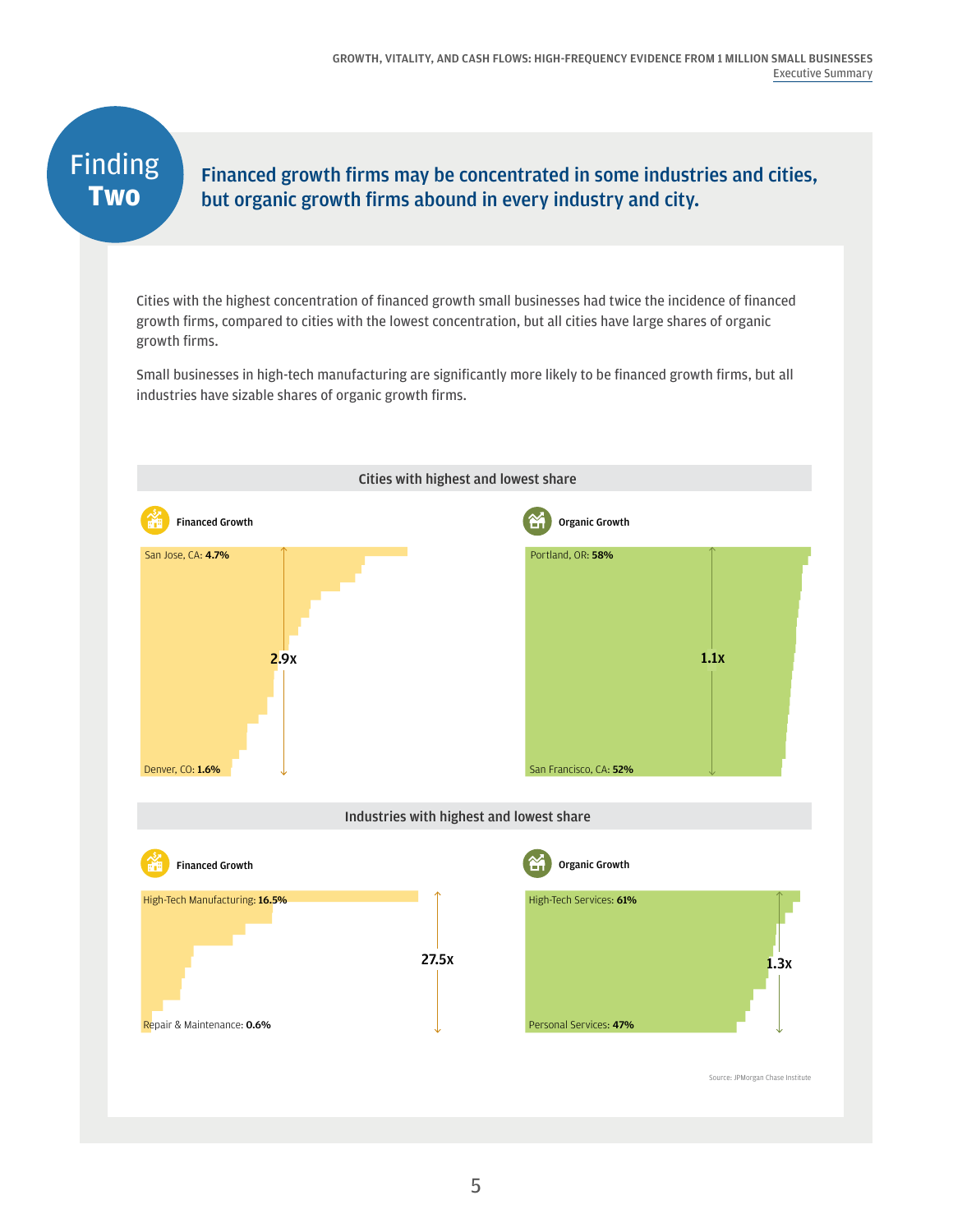## Finding Two

### Financed growth firms may be concentrated in some industries and cities, but organic growth firms abound in every industry and city.

Cities with the highest concentration of financed growth small businesses had twice the incidence of financed growth firms, compared to cities with the lowest concentration, but all cities have large shares of organic growth firms.

Small businesses in high-tech manufacturing are significantly more likely to be financed growth firms, but all industries have sizable shares of organic growth firms.

**Cities with highest and lowest share**

**Financed Growth**

San Jose, CA: **4.7%**

2.9x

Denver, CO: **1.6%**

**Organic Growth**

Portland, OR: **58%**

1.1x

San Francisco, CA: **52%**

**Industries with highest and lowest share**

**Financed Growth**

High-Tech Manufacturing: **16.5%**

27.5x

Repair & Maintenance: **0.6%**

**Organic Growth**

High-Tech Services: **61%**

1.3x

Personal Services: **47%**

Source: JPMorgan Chase Institute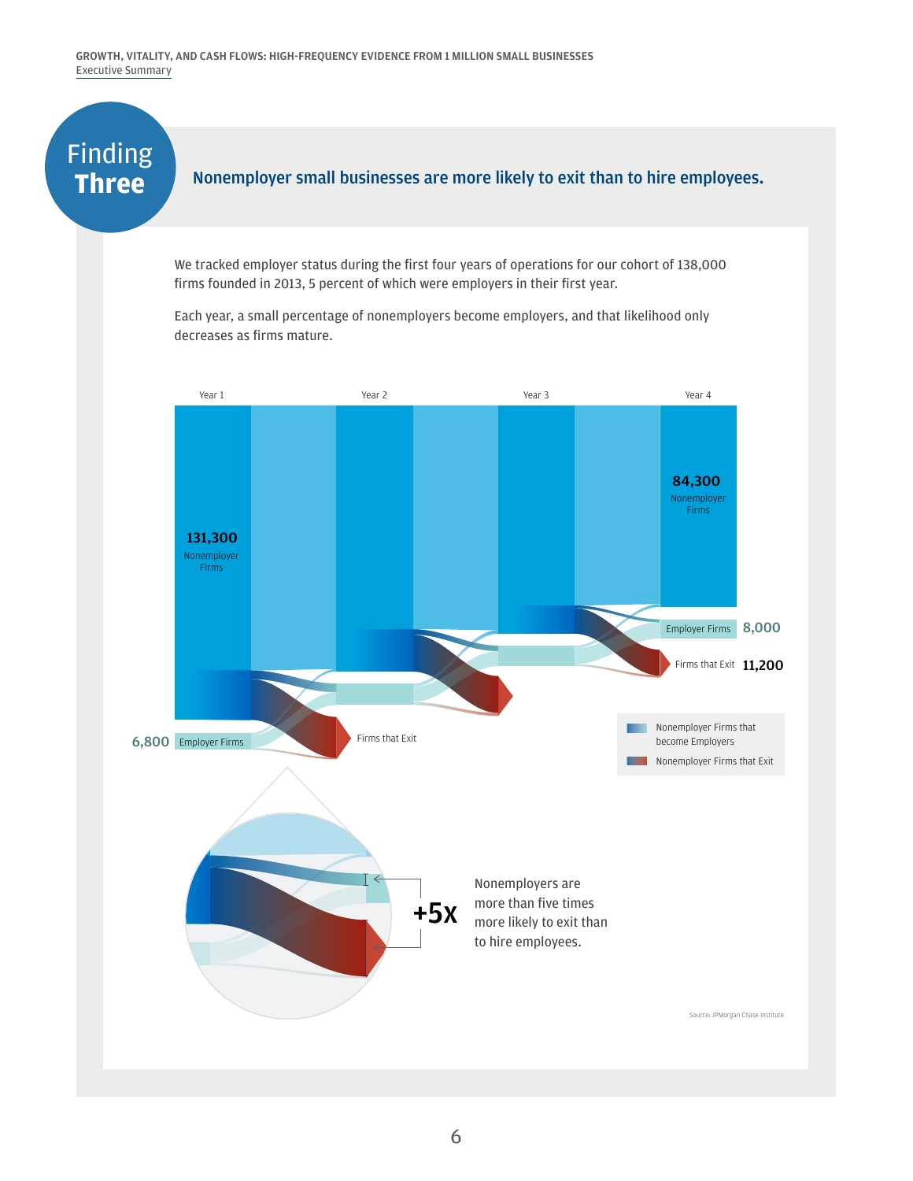# Finding Three

## Nonemployer small businesses are more likely to exit than to hire employees.

We tracked employer status during the first four years of operations for our cohort of 138,000 firms founded in 2013, 5 percent of which were employers in their first year.

Each year, a small percentage of nonemployers become employers, and that likelihood only decreases as firms mature.

Year 1 | Year 2 | Year 3 | Year 4

131,300 Nonemployer Firms

6,800 Employer Firms

Firms that Exit

84,300 Nonemployer Firms

Employer Firms 8,000

Firms that Exit 11,200

Nonemployer Firms that become Employers

Nonemployer Firms that Exit

+5x

Nonemployers are more than five times more likely to exit than to hire employees.

Source: JPMorgan Chase Institute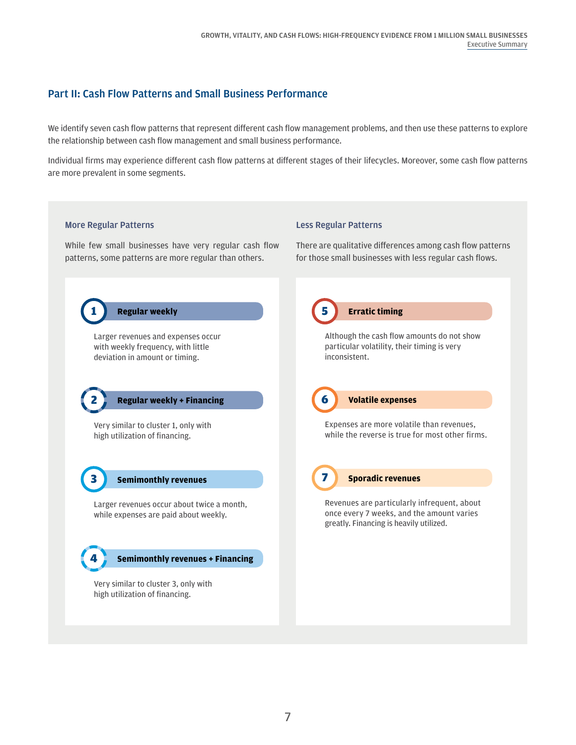## Part II: Cash Flow Patterns and Small Business Performance

We identify seven cash flow patterns that represent different cash flow management problems, and then use these patterns to explore the relationship between cash flow management and small business performance.

Individual firms may experience different cash flow patterns at different stages of their lifecycles. Moreover, some cash flow patterns are more prevalent in some segments.

### More Regular Patterns

While few small businesses have very regular cash flow patterns, some patterns are more regular than others.

**1 Regular weekly**

Larger revenues and expenses occur with weekly frequency, with little deviation in amount or timing.

**2 Regular weekly + Financing**

Very similar to cluster 1, only with high utilization of financing.

**3 Semimonthly revenues**

Larger revenues occur about twice a month, while expenses are paid about weekly.

**4 Semimonthly revenues + Financing**

Very similar to cluster 3, only with high utilization of financing.

### Less Regular Patterns

There are qualitative differences among cash flow patterns for those small businesses with less regular cash flows.

**5 Erratic timing**

Although the cash flow amounts do not show particular volatility, their timing is very inconsistent.

**6 Volatile expenses**

Expenses are more volatile than revenues, while the reverse is true for most other firms.

**7 Sporadic revenues**

Revenues are particularly infrequent, about once every 7 weeks, and the amount varies greatly. Financing is heavily utilized.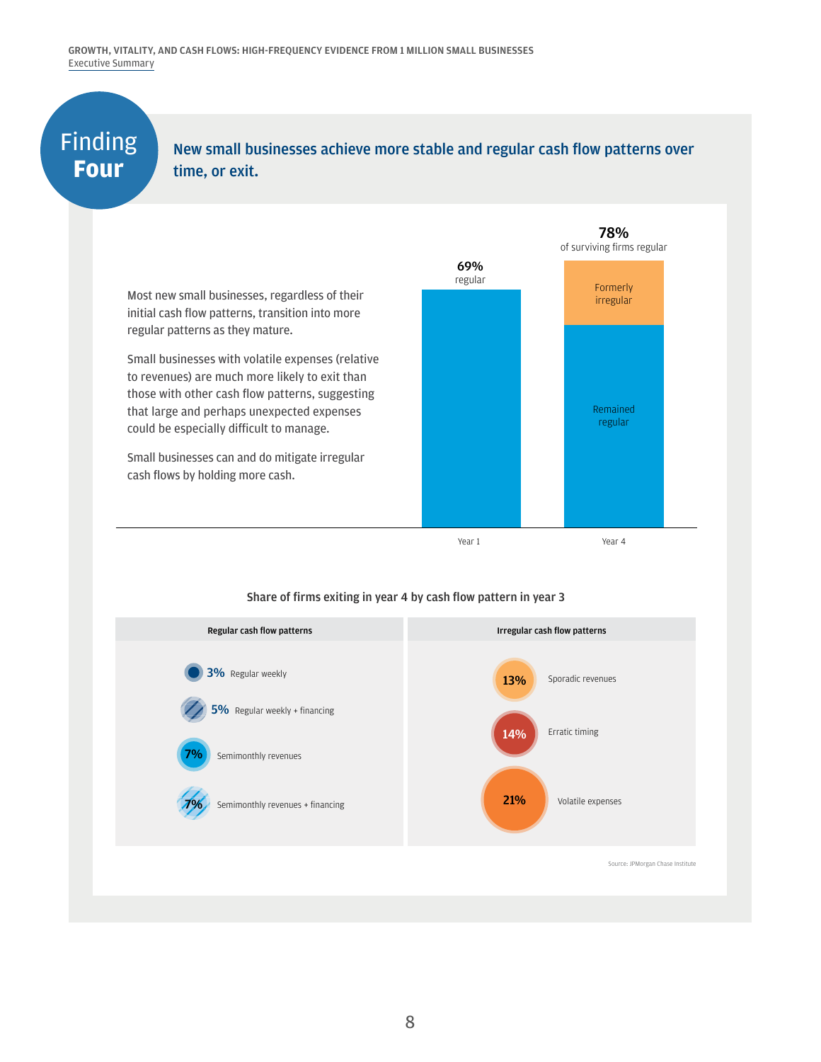# Finding Four

## New small businesses achieve more stable and regular cash flow patterns over time, or exit.

Most new small businesses, regardless of their initial cash flow patterns, transition into more regular patterns as they mature.

Small businesses with volatile expenses (relative to revenues) are much more likely to exit than those with other cash flow patterns, suggesting that large and perhaps unexpected expenses could be especially difficult to manage.

Small businesses can and do mitigate irregular cash flows by holding more cash.

| | Year 1 | Year 4 |
| --- | --- | --- |
| Regular | 69% regular | 78% of surviving firms regular (Remained regular + Formerly irregular) |

**Share of firms exiting in year 4 by cash flow pattern in year 3**

| Regular cash flow patterns | | Irregular cash flow patterns | |
| --- | --- | --- | --- |
| Regular weekly | 3% | Sporadic revenues | 13% |
| Regular weekly + financing | 5% | Erratic timing | 14% |
| Semimonthly revenues | 7% | Volatile expenses | 21% |
| Semimonthly revenues + financing | 7% | | |

Source: JPMorgan Chase Institute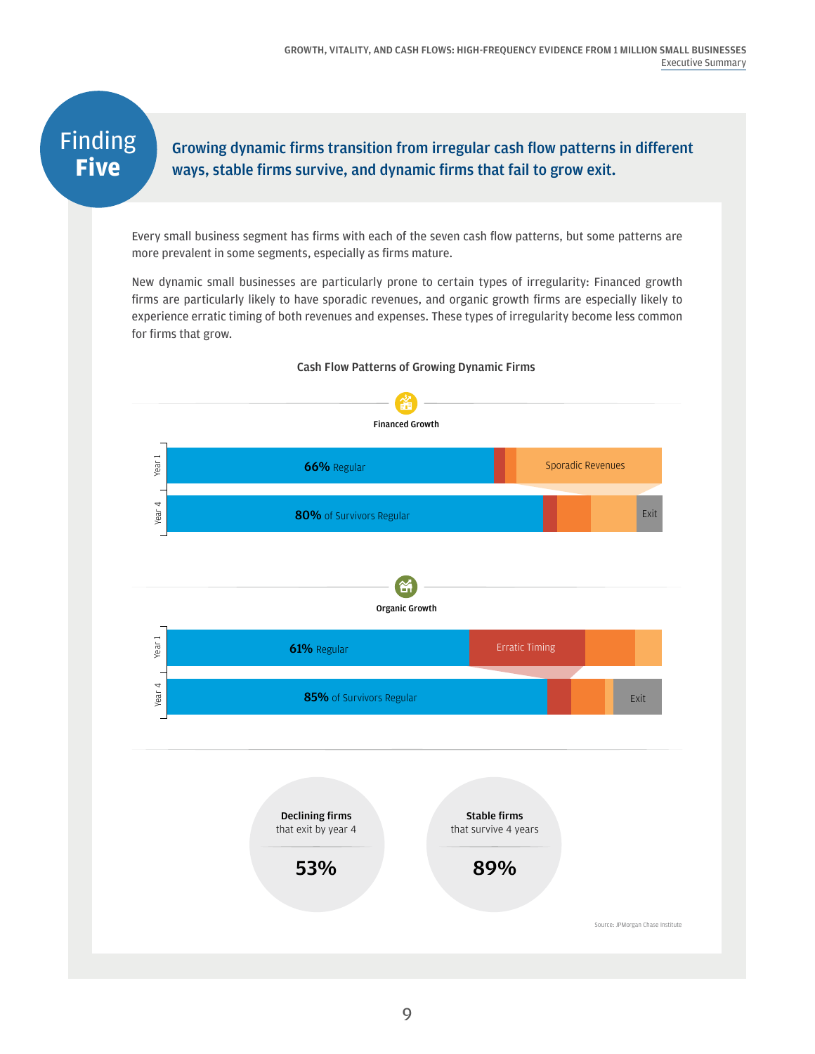## Finding Five

### Growing dynamic firms transition from irregular cash flow patterns in different ways, stable firms survive, and dynamic firms that fail to grow exit.

Every small business segment has firms with each of the seven cash flow patterns, but some patterns are more prevalent in some segments, especially as firms mature.

New dynamic small businesses are particularly prone to certain types of irregularity: Financed growth firms are particularly likely to have sporadic revenues, and organic growth firms are especially likely to experience erratic timing of both revenues and expenses. These types of irregularity become less common for firms that grow.

**Cash Flow Patterns of Growing Dynamic Firms**

**Financed Growth**

- Year 1: **66%** Regular; Sporadic Revenues
- Year 4: **80%** of Survivors Regular; Exit

**Organic Growth**

- Year 1: **61%** Regular; Erratic Timing
- Year 4: **85%** of Survivors Regular; Exit

**Declining firms** that exit by year 4: **53%**

**Stable firms** that survive 4 years: **89%**

Source: JPMorgan Chase Institute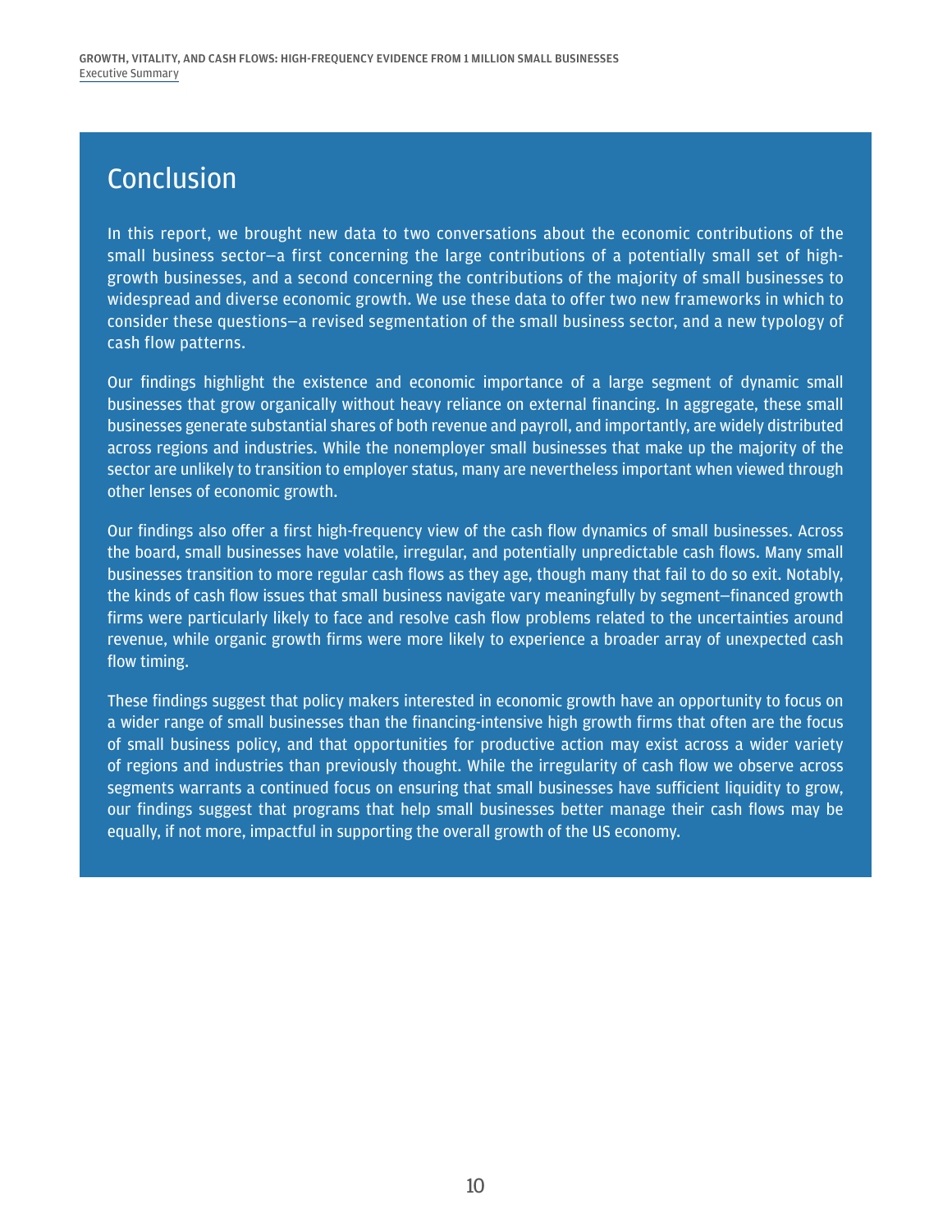# Conclusion

In this report, we brought new data to two conversations about the economic contributions of the small business sector—a first concerning the large contributions of a potentially small set of high-growth businesses, and a second concerning the contributions of the majority of small businesses to widespread and diverse economic growth. We use these data to offer two new frameworks in which to consider these questions—a revised segmentation of the small business sector, and a new typology of cash flow patterns.

Our findings highlight the existence and economic importance of a large segment of dynamic small businesses that grow organically without heavy reliance on external financing. In aggregate, these small businesses generate substantial shares of both revenue and payroll, and importantly, are widely distributed across regions and industries. While the nonemployer small businesses that make up the majority of the sector are unlikely to transition to employer status, many are nevertheless important when viewed through other lenses of economic growth.

Our findings also offer a first high-frequency view of the cash flow dynamics of small businesses. Across the board, small businesses have volatile, irregular, and potentially unpredictable cash flows. Many small businesses transition to more regular cash flows as they age, though many that fail to do so exit. Notably, the kinds of cash flow issues that small business navigate vary meaningfully by segment—financed growth firms were particularly likely to face and resolve cash flow problems related to the uncertainties around revenue, while organic growth firms were more likely to experience a broader array of unexpected cash flow timing.

These findings suggest that policy makers interested in economic growth have an opportunity to focus on a wider range of small businesses than the financing-intensive high growth firms that often are the focus of small business policy, and that opportunities for productive action may exist across a wider variety of regions and industries than previously thought. While the irregularity of cash flow we observe across segments warrants a continued focus on ensuring that small businesses have sufficient liquidity to grow, our findings suggest that programs that help small businesses better manage their cash flows may be equally, if not more, impactful in supporting the overall growth of the US economy.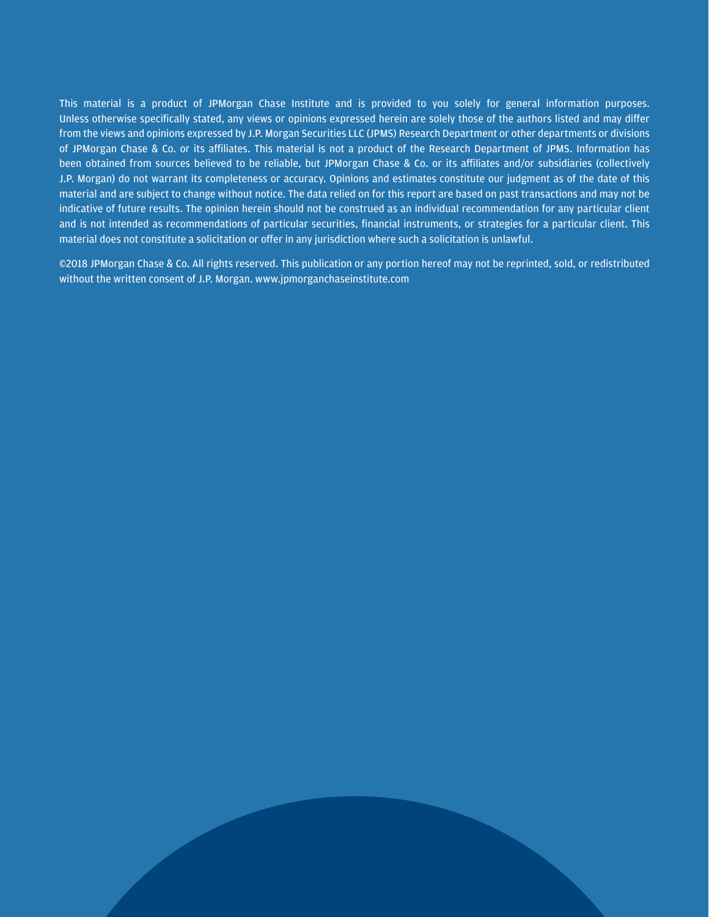This material is a product of JPMorgan Chase Institute and is provided to you solely for general information purposes. Unless otherwise specifically stated, any views or opinions expressed herein are solely those of the authors listed and may differ from the views and opinions expressed by J.P. Morgan Securities LLC (JPMS) Research Department or other departments or divisions of JPMorgan Chase & Co. or its affiliates. This material is not a product of the Research Department of JPMS. Information has been obtained from sources believed to be reliable, but JPMorgan Chase & Co. or its affiliates and/or subsidiaries (collectively J.P. Morgan) do not warrant its completeness or accuracy. Opinions and estimates constitute our judgment as of the date of this material and are subject to change without notice. The data relied on for this report are based on past transactions and may not be indicative of future results. The opinion herein should not be construed as an individual recommendation for any particular client and is not intended as recommendations of particular securities, financial instruments, or strategies for a particular client. This material does not constitute a solicitation or offer in any jurisdiction where such a solicitation is unlawful.

©2018 JPMorgan Chase & Co. All rights reserved. This publication or any portion hereof may not be reprinted, sold, or redistributed without the written consent of J.P. Morgan. www.jpmorganchaseinstitute.com